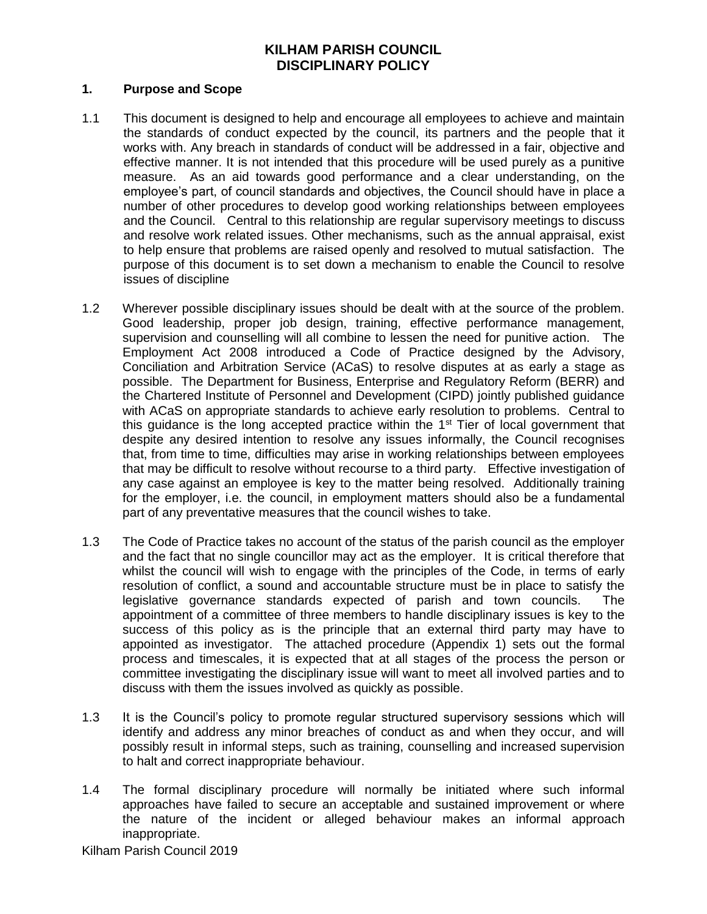# KILHAM PARISH COUNCIL
# DISCIPLINARY POLICY

## 1. Purpose and Scope

1.1 This document is designed to help and encourage all employees to achieve and maintain the standards of conduct expected by the council, its partners and the people that it works with. Any breach in standards of conduct will be addressed in a fair, objective and effective manner. It is not intended that this procedure will be used purely as a punitive measure. As an aid towards good performance and a clear understanding, on the employee's part, of council standards and objectives, the Council should have in place a number of other procedures to develop good working relationships between employees and the Council. Central to this relationship are regular supervisory meetings to discuss and resolve work related issues. Other mechanisms, such as the annual appraisal, exist to help ensure that problems are raised openly and resolved to mutual satisfaction. The purpose of this document is to set down a mechanism to enable the Council to resolve issues of discipline

1.2 Wherever possible disciplinary issues should be dealt with at the source of the problem. Good leadership, proper job design, training, effective performance management, supervision and counselling will all combine to lessen the need for punitive action. The Employment Act 2008 introduced a Code of Practice designed by the Advisory, Conciliation and Arbitration Service (ACaS) to resolve disputes at as early a stage as possible. The Department for Business, Enterprise and Regulatory Reform (BERR) and the Chartered Institute of Personnel and Development (CIPD) jointly published guidance with ACaS on appropriate standards to achieve early resolution to problems. Central to this guidance is the long accepted practice within the 1st Tier of local government that despite any desired intention to resolve any issues informally, the Council recognises that, from time to time, difficulties may arise in working relationships between employees that may be difficult to resolve without recourse to a third party. Effective investigation of any case against an employee is key to the matter being resolved. Additionally training for the employer, i.e. the council, in employment matters should also be a fundamental part of any preventative measures that the council wishes to take.

1.3 The Code of Practice takes no account of the status of the parish council as the employer and the fact that no single councillor may act as the employer. It is critical therefore that whilst the council will wish to engage with the principles of the Code, in terms of early resolution of conflict, a sound and accountable structure must be in place to satisfy the legislative governance standards expected of parish and town councils. The appointment of a committee of three members to handle disciplinary issues is key to the success of this policy as is the principle that an external third party may have to appointed as investigator. The attached procedure (Appendix 1) sets out the formal process and timescales, it is expected that at all stages of the process the person or committee investigating the disciplinary issue will want to meet all involved parties and to discuss with them the issues involved as quickly as possible.

1.3 It is the Council's policy to promote regular structured supervisory sessions which will identify and address any minor breaches of conduct as and when they occur, and will possibly result in informal steps, such as training, counselling and increased supervision to halt and correct inappropriate behaviour.

1.4 The formal disciplinary procedure will normally be initiated where such informal approaches have failed to secure an acceptable and sustained improvement or where the nature of the incident or alleged behaviour makes an informal approach inappropriate.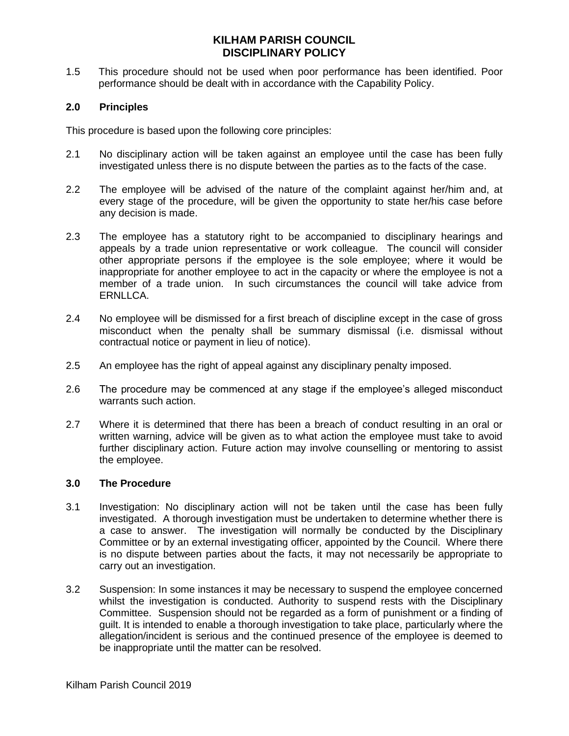1.5 This procedure should not be used when poor performance has been identified. Poor performance should be dealt with in accordance with the Capability Policy.

## 2.0 Principles

This procedure is based upon the following core principles:

2.1 No disciplinary action will be taken against an employee until the case has been fully investigated unless there is no dispute between the parties as to the facts of the case.

2.2 The employee will be advised of the nature of the complaint against her/him and, at every stage of the procedure, will be given the opportunity to state her/his case before any decision is made.

2.3 The employee has a statutory right to be accompanied to disciplinary hearings and appeals by a trade union representative or work colleague. The council will consider other appropriate persons if the employee is the sole employee; where it would be inappropriate for another employee to act in the capacity or where the employee is not a member of a trade union. In such circumstances the council will take advice from ERNLLCA.

2.4 No employee will be dismissed for a first breach of discipline except in the case of gross misconduct when the penalty shall be summary dismissal (i.e. dismissal without contractual notice or payment in lieu of notice).

2.5 An employee has the right of appeal against any disciplinary penalty imposed.

2.6 The procedure may be commenced at any stage if the employee's alleged misconduct warrants such action.

2.7 Where it is determined that there has been a breach of conduct resulting in an oral or written warning, advice will be given as to what action the employee must take to avoid further disciplinary action. Future action may involve counselling or mentoring to assist the employee.

## 3.0 The Procedure

3.1 Investigation: No disciplinary action will not be taken until the case has been fully investigated. A thorough investigation must be undertaken to determine whether there is a case to answer. The investigation will normally be conducted by the Disciplinary Committee or by an external investigating officer, appointed by the Council. Where there is no dispute between parties about the facts, it may not necessarily be appropriate to carry out an investigation.

3.2 Suspension: In some instances it may be necessary to suspend the employee concerned whilst the investigation is conducted. Authority to suspend rests with the Disciplinary Committee. Suspension should not be regarded as a form of punishment or a finding of guilt. It is intended to enable a thorough investigation to take place, particularly where the allegation/incident is serious and the continued presence of the employee is deemed to be inappropriate until the matter can be resolved.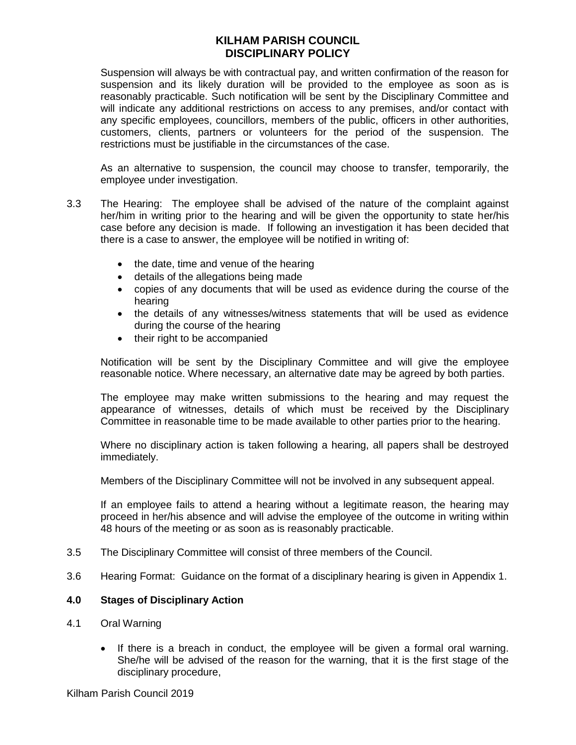Suspension will always be with contractual pay, and written confirmation of the reason for suspension and its likely duration will be provided to the employee as soon as is reasonably practicable. Such notification will be sent by the Disciplinary Committee and will indicate any additional restrictions on access to any premises, and/or contact with any specific employees, councillors, members of the public, officers in other authorities, customers, clients, partners or volunteers for the period of the suspension. The restrictions must be justifiable in the circumstances of the case.

As an alternative to suspension, the council may choose to transfer, temporarily, the employee under investigation.

3.3 The Hearing: The employee shall be advised of the nature of the complaint against her/him in writing prior to the hearing and will be given the opportunity to state her/his case before any decision is made. If following an investigation it has been decided that there is a case to answer, the employee will be notified in writing of:

- the date, time and venue of the hearing
- details of the allegations being made
- copies of any documents that will be used as evidence during the course of the hearing
- the details of any witnesses/witness statements that will be used as evidence during the course of the hearing
- their right to be accompanied

Notification will be sent by the Disciplinary Committee and will give the employee reasonable notice. Where necessary, an alternative date may be agreed by both parties.

The employee may make written submissions to the hearing and may request the appearance of witnesses, details of which must be received by the Disciplinary Committee in reasonable time to be made available to other parties prior to the hearing.

Where no disciplinary action is taken following a hearing, all papers shall be destroyed immediately.

Members of the Disciplinary Committee will not be involved in any subsequent appeal.

If an employee fails to attend a hearing without a legitimate reason, the hearing may proceed in her/his absence and will advise the employee of the outcome in writing within 48 hours of the meeting or as soon as is reasonably practicable.

3.5 The Disciplinary Committee will consist of three members of the Council.

3.6 Hearing Format: Guidance on the format of a disciplinary hearing is given in Appendix 1.

## 4.0 Stages of Disciplinary Action

4.1 Oral Warning

- If there is a breach in conduct, the employee will be given a formal oral warning. She/he will be advised of the reason for the warning, that it is the first stage of the disciplinary procedure,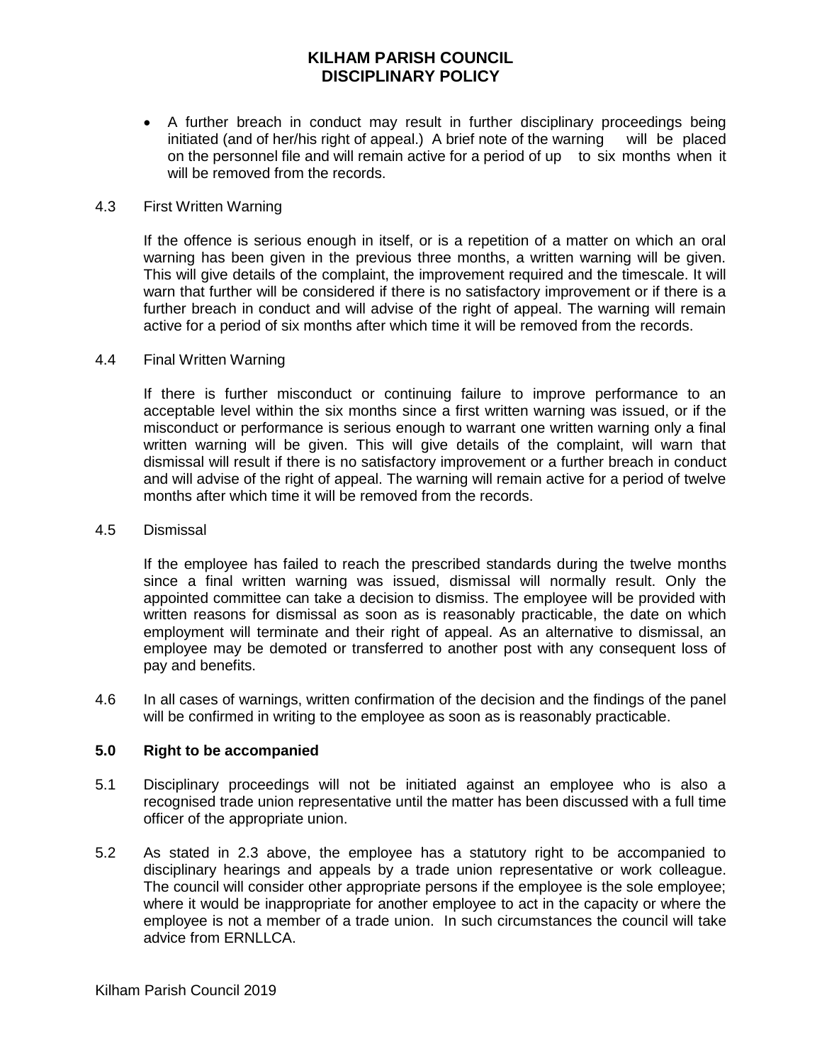- A further breach in conduct may result in further disciplinary proceedings being initiated (and of her/his right of appeal.) A brief note of the warning will be placed on the personnel file and will remain active for a period of up to six months when it will be removed from the records.

4.3 First Written Warning

If the offence is serious enough in itself, or is a repetition of a matter on which an oral warning has been given in the previous three months, a written warning will be given. This will give details of the complaint, the improvement required and the timescale. It will warn that further will be considered if there is no satisfactory improvement or if there is a further breach in conduct and will advise of the right of appeal. The warning will remain active for a period of six months after which time it will be removed from the records.

4.4 Final Written Warning

If there is further misconduct or continuing failure to improve performance to an acceptable level within the six months since a first written warning was issued, or if the misconduct or performance is serious enough to warrant one written warning only a final written warning will be given. This will give details of the complaint, will warn that dismissal will result if there is no satisfactory improvement or a further breach in conduct and will advise of the right of appeal. The warning will remain active for a period of twelve months after which time it will be removed from the records.

4.5 Dismissal

If the employee has failed to reach the prescribed standards during the twelve months since a final written warning was issued, dismissal will normally result. Only the appointed committee can take a decision to dismiss. The employee will be provided with written reasons for dismissal as soon as is reasonably practicable, the date on which employment will terminate and their right of appeal. As an alternative to dismissal, an employee may be demoted or transferred to another post with any consequent loss of pay and benefits.

4.6 In all cases of warnings, written confirmation of the decision and the findings of the panel will be confirmed in writing to the employee as soon as is reasonably practicable.

**5.0 Right to be accompanied**

5.1 Disciplinary proceedings will not be initiated against an employee who is also a recognised trade union representative until the matter has been discussed with a full time officer of the appropriate union.

5.2 As stated in 2.3 above, the employee has a statutory right to be accompanied to disciplinary hearings and appeals by a trade union representative or work colleague. The council will consider other appropriate persons if the employee is the sole employee; where it would be inappropriate for another employee to act in the capacity or where the employee is not a member of a trade union. In such circumstances the council will take advice from ERNLLCA.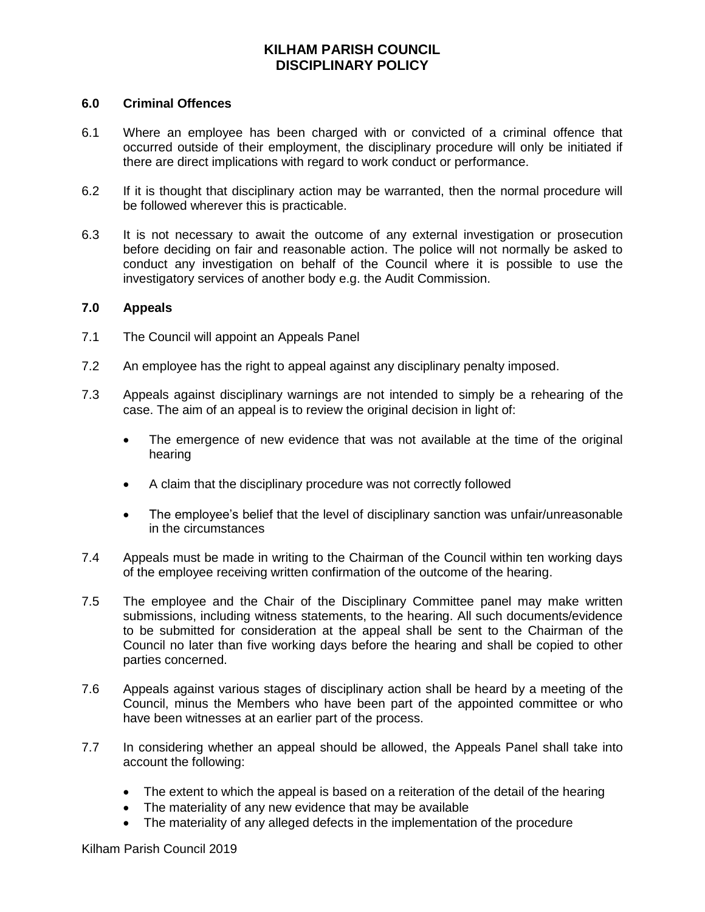## 6.0 Criminal Offences

6.1 Where an employee has been charged with or convicted of a criminal offence that occurred outside of their employment, the disciplinary procedure will only be initiated if there are direct implications with regard to work conduct or performance.

6.2 If it is thought that disciplinary action may be warranted, then the normal procedure will be followed wherever this is practicable.

6.3 It is not necessary to await the outcome of any external investigation or prosecution before deciding on fair and reasonable action. The police will not normally be asked to conduct any investigation on behalf of the Council where it is possible to use the investigatory services of another body e.g. the Audit Commission.

## 7.0 Appeals

7.1 The Council will appoint an Appeals Panel

7.2 An employee has the right to appeal against any disciplinary penalty imposed.

7.3 Appeals against disciplinary warnings are not intended to simply be a rehearing of the case. The aim of an appeal is to review the original decision in light of:

- The emergence of new evidence that was not available at the time of the original hearing
- A claim that the disciplinary procedure was not correctly followed
- The employee's belief that the level of disciplinary sanction was unfair/unreasonable in the circumstances

7.4 Appeals must be made in writing to the Chairman of the Council within ten working days of the employee receiving written confirmation of the outcome of the hearing.

7.5 The employee and the Chair of the Disciplinary Committee panel may make written submissions, including witness statements, to the hearing. All such documents/evidence to be submitted for consideration at the appeal shall be sent to the Chairman of the Council no later than five working days before the hearing and shall be copied to other parties concerned.

7.6 Appeals against various stages of disciplinary action shall be heard by a meeting of the Council, minus the Members who have been part of the appointed committee or who have been witnesses at an earlier part of the process.

7.7 In considering whether an appeal should be allowed, the Appeals Panel shall take into account the following:

- The extent to which the appeal is based on a reiteration of the detail of the hearing
- The materiality of any new evidence that may be available
- The materiality of any alleged defects in the implementation of the procedure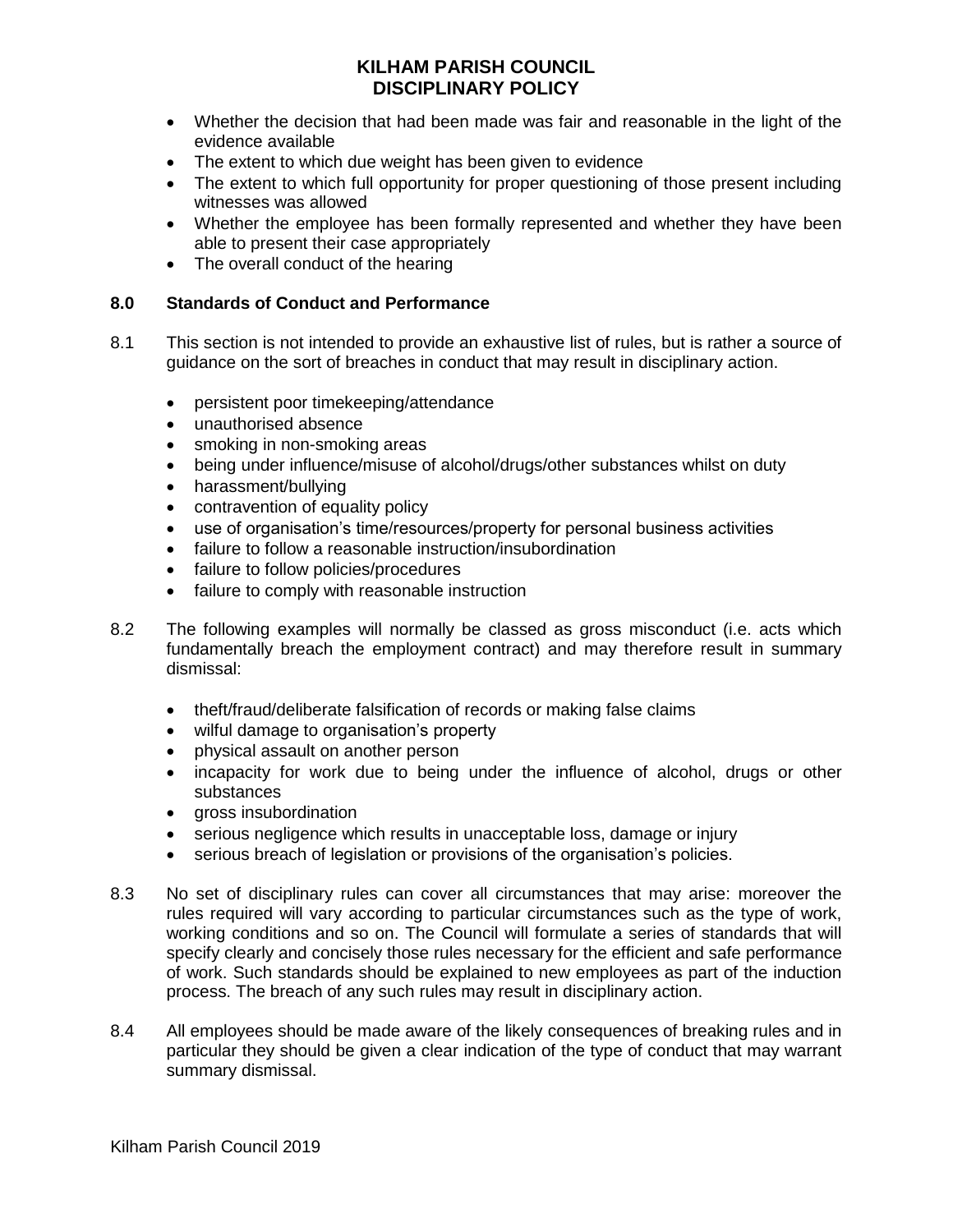- Whether the decision that had been made was fair and reasonable in the light of the evidence available
- The extent to which due weight has been given to evidence
- The extent to which full opportunity for proper questioning of those present including witnesses was allowed
- Whether the employee has been formally represented and whether they have been able to present their case appropriately
- The overall conduct of the hearing

## 8.0 Standards of Conduct and Performance

8.1 This section is not intended to provide an exhaustive list of rules, but is rather a source of guidance on the sort of breaches in conduct that may result in disciplinary action.

- persistent poor timekeeping/attendance
- unauthorised absence
- smoking in non-smoking areas
- being under influence/misuse of alcohol/drugs/other substances whilst on duty
- harassment/bullying
- contravention of equality policy
- use of organisation's time/resources/property for personal business activities
- failure to follow a reasonable instruction/insubordination
- failure to follow policies/procedures
- failure to comply with reasonable instruction

8.2 The following examples will normally be classed as gross misconduct (i.e. acts which fundamentally breach the employment contract) and may therefore result in summary dismissal:

- theft/fraud/deliberate falsification of records or making false claims
- wilful damage to organisation's property
- physical assault on another person
- incapacity for work due to being under the influence of alcohol, drugs or other substances
- gross insubordination
- serious negligence which results in unacceptable loss, damage or injury
- serious breach of legislation or provisions of the organisation's policies.

8.3 No set of disciplinary rules can cover all circumstances that may arise: moreover the rules required will vary according to particular circumstances such as the type of work, working conditions and so on. The Council will formulate a series of standards that will specify clearly and concisely those rules necessary for the efficient and safe performance of work. Such standards should be explained to new employees as part of the induction process. The breach of any such rules may result in disciplinary action.

8.4 All employees should be made aware of the likely consequences of breaking rules and in particular they should be given a clear indication of the type of conduct that may warrant summary dismissal.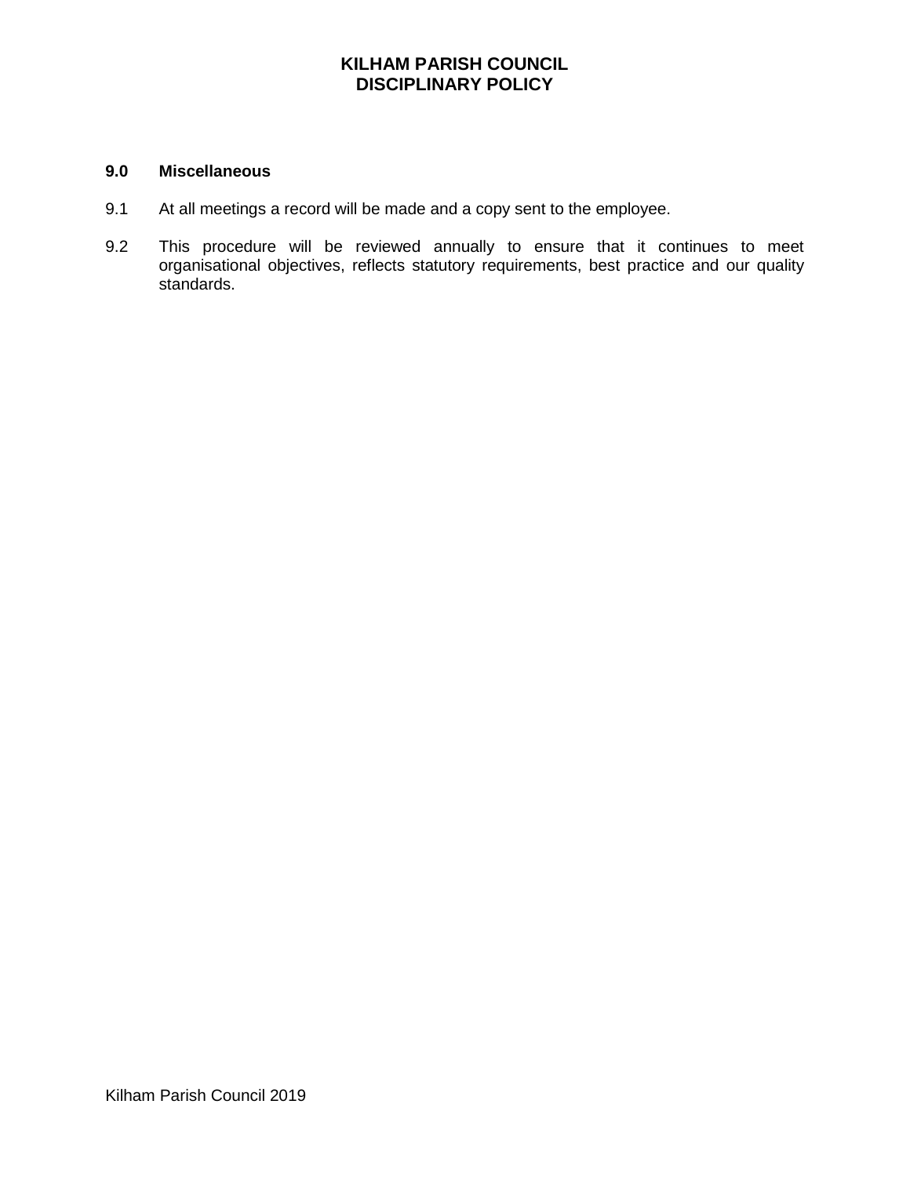## 9.0 Miscellaneous

9.1 At all meetings a record will be made and a copy sent to the employee.

9.2 This procedure will be reviewed annually to ensure that it continues to meet organisational objectives, reflects statutory requirements, best practice and our quality standards.